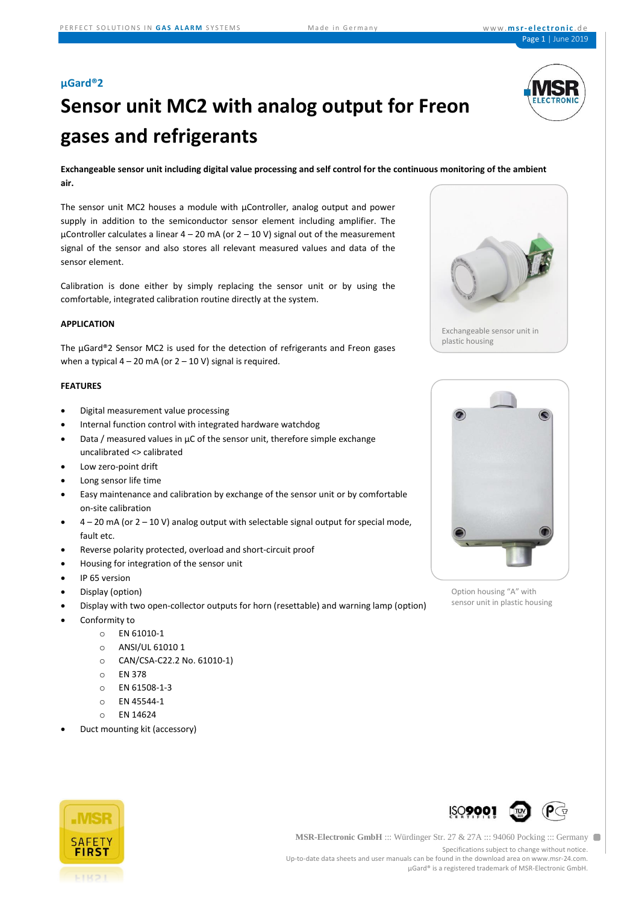µGard®2

# Sensor unit MC2 with analog output for Freon gases and refrigerants

**Exchangeable sensor unit including digital value processing and self control for the continuous monitoring of the ambient air.**

The sensor unit MC2 houses a module with µController, analog output and power supply in addition to the semiconductor sensor element including amplifier. The µController calculates a linear 4 – 20 mA (or 2 – 10 V) signal out of the measurement signal of the sensor and also stores all relevant measured values and data of the sensor element.

Calibration is done either by simply replacing the sensor unit or by using the comfortable, integrated calibration routine directly at the system.

Exchangeable sensor unit in plastic housing

## APPLICATION

The µGard®2 Sensor MC2 is used for the detection of refrigerants and Freon gases when a typical 4 – 20 mA (or 2 – 10 V) signal is required.

## FEATURES

- Digital measurement value processing
- Internal function control with integrated hardware watchdog
- Data / measured values in µC of the sensor unit, therefore simple exchange uncalibrated <> calibrated
- Low zero-point drift
- Long sensor life time
- Easy maintenance and calibration by exchange of the sensor unit or by comfortable on-site calibration
- 4 – 20 mA (or 2 – 10 V) analog output with selectable signal output for special mode, fault etc.
- Reverse polarity protected, overload and short-circuit proof
- Housing for integration of the sensor unit
- IP 65 version
- Display (option)
- Display with two open-collector outputs for horn (resettable) and warning lamp (option)
- Conformity to
  - EN 61010-1
  - ANSI/UL 61010 1
  - CAN/CSA-C22.2 No. 61010-1)
  - EN 378
  - EN 61508-1-3
  - EN 45544-1
  - EN 14624
- Duct mounting kit (accessory)

Option housing "A" with sensor unit in plastic housing

MSR-Electronic GmbH ::: Würdinger Str. 27 & 27A ::: 94060 Pocking ::: Germany

Specifications subject to change without notice.
Up-to-date data sheets and user manuals can be found in the download area on www.msr-24.com.
µGard® is a registered trademark of MSR-Electronic GmbH.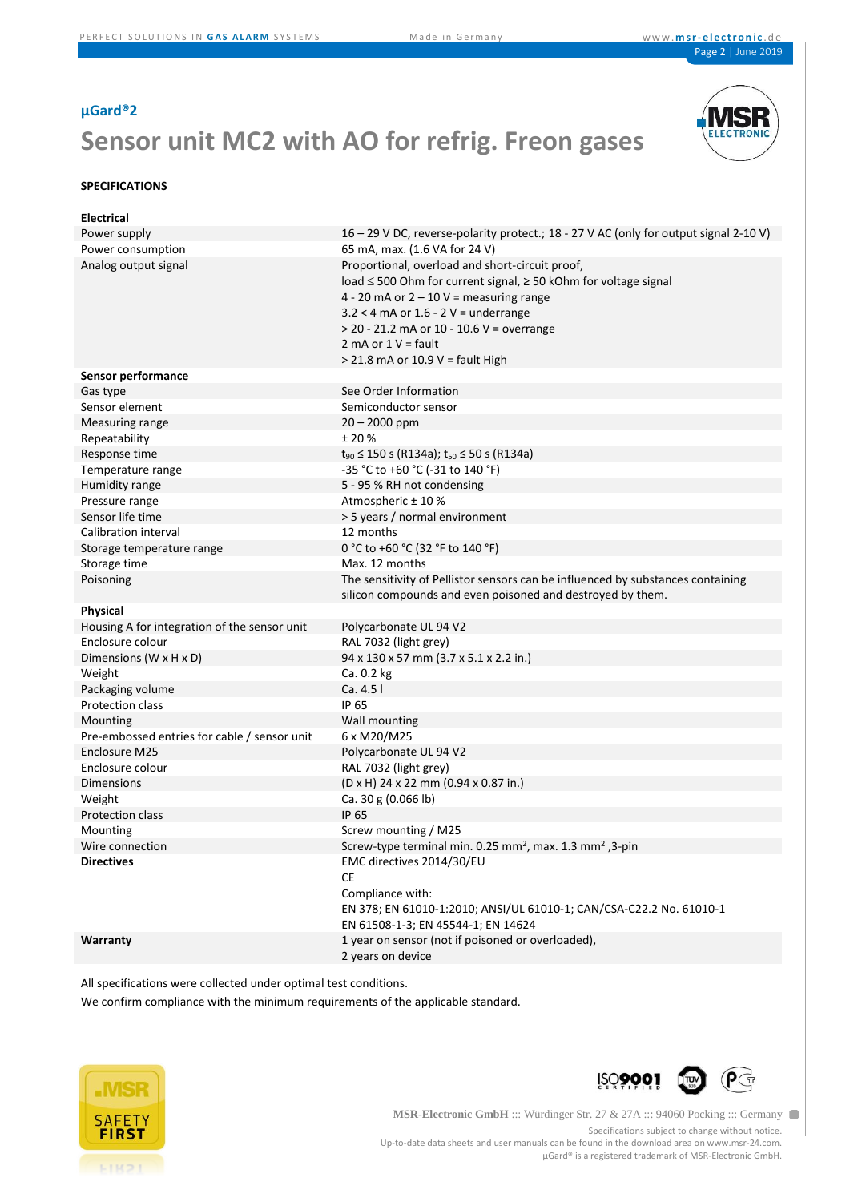**µGard®2**

# Sensor unit MC2 with AO for refrig. Freon gases

## SPECIFICATIONS

| | |
|---|---|
| **Electrical** | |
| Power supply | 16 – 29 V DC, reverse-polarity protect.; 18 - 27 V AC (only for output signal 2-10 V) |
| Power consumption | 65 mA, max. (1.6 VA for 24 V) |
| Analog output signal | Proportional, overload and short-circuit proof,<br>load ≤ 500 Ohm for current signal, ≥ 50 kOhm for voltage signal<br>4 - 20 mA or 2 – 10 V = measuring range<br>3.2 < 4 mA or 1.6 - 2 V = underrange<br>> 20 - 21.2 mA or 10 - 10.6 V = overrange<br>2 mA or 1 V = fault<br>> 21.8 mA or 10.9 V = fault High |
| **Sensor performance** | |
| Gas type | See Order Information |
| Sensor element | Semiconductor sensor |
| Measuring range | 20 – 2000 ppm |
| Repeatability | ± 20 % |
| Response time | $t_{90}$ ≤ 150 s (R134a); $t_{50}$ ≤ 50 s (R134a) |
| Temperature range | -35 °C to +60 °C (-31 to 140 °F) |
| Humidity range | 5 - 95 % RH not condensing |
| Pressure range | Atmospheric ± 10 % |
| Sensor life time | > 5 years / normal environment |
| Calibration interval | 12 months |
| Storage temperature range | 0 °C to +60 °C (32 °F to 140 °F) |
| Storage time | Max. 12 months |
| Poisoning | The sensitivity of Pellistor sensors can be influenced by substances containing silicon compounds and even poisoned and destroyed by them. |
| **Physical** | |
| Housing A for integration of the sensor unit | Polycarbonate UL 94 V2 |
| Enclosure colour | RAL 7032 (light grey) |
| Dimensions (W x H x D) | 94 x 130 x 57 mm (3.7 x 5.1 x 2.2 in.) |
| Weight | Ca. 0.2 kg |
| Packaging volume | Ca. 4.5 l |
| Protection class | IP 65 |
| Mounting | Wall mounting |
| Pre-embossed entries for cable / sensor unit | 6 x M20/M25 |
| Enclosure M25 | Polycarbonate UL 94 V2 |
| Enclosure colour | RAL 7032 (light grey) |
| Dimensions | (D x H) 24 x 22 mm (0.94 x 0.87 in.) |
| Weight | Ca. 30 g (0.066 lb) |
| Protection class | IP 65 |
| Mounting | Screw mounting / M25 |
| Wire connection | Screw-type terminal min. 0.25 mm², max. 1.3 mm² ,3-pin |
| **Directives** | EMC directives 2014/30/EU<br>CE<br>Compliance with:<br>EN 378; EN 61010-1:2010; ANSI/UL 61010-1; CAN/CSA-C22.2 No. 61010-1<br>EN 61508-1-3; EN 45544-1; EN 14624 |
| **Warranty** | 1 year on sensor (not if poisoned or overloaded),<br>2 years on device |

All specifications were collected under optimal test conditions.

We confirm compliance with the minimum requirements of the applicable standard.

MSR-Electronic GmbH ::: Würdinger Str. 27 & 27A ::: 94060 Pocking ::: Germany

Specifications subject to change without notice.
Up-to-date data sheets and user manuals can be found in the download area on www.msr-24.com.
µGard® is a registered trademark of MSR-Electronic GmbH.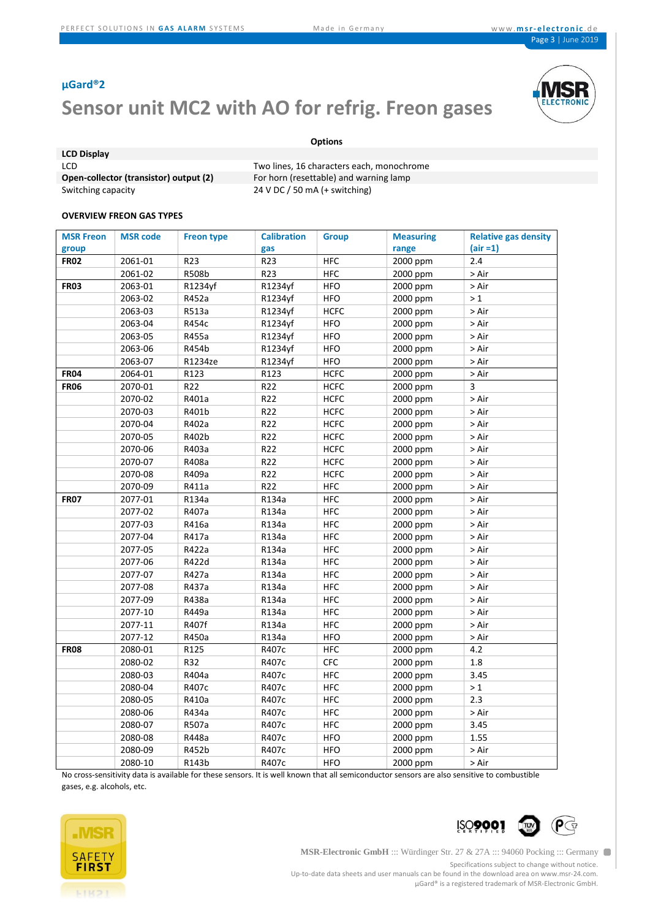## µGard®2

# Sensor unit MC2 with AO for refrig. Freon gases

**Options**

| | |
|---|---|
| **LCD Display** | |
| LCD | Two lines, 16 characters each, monochrome |
| **Open-collector (transistor) output (2)** | For horn (resettable) and warning lamp |
| Switching capacity | 24 V DC / 50 mA (+ switching) |

**OVERVIEW FREON GAS TYPES**

| MSR Freon group | MSR code | Freon type | Calibration gas | Group | Measuring range | Relative gas density (air =1) |
|---|---|---|---|---|---|---|
| **FR02** | 2061-01 | R23 | R23 | HFC | 2000 ppm | 2.4 |
| | 2061-02 | R508b | R23 | HFC | 2000 ppm | > Air |
| **FR03** | 2063-01 | R1234yf | R1234yf | HFO | 2000 ppm | > Air |
| | 2063-02 | R452a | R1234yf | HFO | 2000 ppm | > 1 |
| | 2063-03 | R513a | R1234yf | HCFC | 2000 ppm | > Air |
| | 2063-04 | R454c | R1234yf | HFO | 2000 ppm | > Air |
| | 2063-05 | R455a | R1234yf | HFO | 2000 ppm | > Air |
| | 2063-06 | R454b | R1234yf | HFO | 2000 ppm | > Air |
| | 2063-07 | R1234ze | R1234yf | HFO | 2000 ppm | > Air |
| **FR04** | 2064-01 | R123 | R123 | HCFC | 2000 ppm | > Air |
| **FR06** | 2070-01 | R22 | R22 | HCFC | 2000 ppm | 3 |
| | 2070-02 | R401a | R22 | HCFC | 2000 ppm | > Air |
| | 2070-03 | R401b | R22 | HCFC | 2000 ppm | > Air |
| | 2070-04 | R402a | R22 | HCFC | 2000 ppm | > Air |
| | 2070-05 | R402b | R22 | HCFC | 2000 ppm | > Air |
| | 2070-06 | R403a | R22 | HCFC | 2000 ppm | > Air |
| | 2070-07 | R408a | R22 | HCFC | 2000 ppm | > Air |
| | 2070-08 | R409a | R22 | HCFC | 2000 ppm | > Air |
| | 2070-09 | R411a | R22 | HFC | 2000 ppm | > Air |
| **FR07** | 2077-01 | R134a | R134a | HFC | 2000 ppm | > Air |
| | 2077-02 | R407a | R134a | HFC | 2000 ppm | > Air |
| | 2077-03 | R416a | R134a | HFC | 2000 ppm | > Air |
| | 2077-04 | R417a | R134a | HFC | 2000 ppm | > Air |
| | 2077-05 | R422a | R134a | HFC | 2000 ppm | > Air |
| | 2077-06 | R422d | R134a | HFC | 2000 ppm | > Air |
| | 2077-07 | R427a | R134a | HFC | 2000 ppm | > Air |
| | 2077-08 | R437a | R134a | HFC | 2000 ppm | > Air |
| | 2077-09 | R438a | R134a | HFC | 2000 ppm | > Air |
| | 2077-10 | R449a | R134a | HFC | 2000 ppm | > Air |
| | 2077-11 | R407f | R134a | HFC | 2000 ppm | > Air |
| | 2077-12 | R450a | R134a | HFO | 2000 ppm | > Air |
| **FR08** | 2080-01 | R125 | R407c | HFC | 2000 ppm | 4.2 |
| | 2080-02 | R32 | R407c | CFC | 2000 ppm | 1.8 |
| | 2080-03 | R404a | R407c | HFC | 2000 ppm | 3.45 |
| | 2080-04 | R407c | R407c | HFC | 2000 ppm | > 1 |
| | 2080-05 | R410a | R407c | HFC | 2000 ppm | 2.3 |
| | 2080-06 | R434a | R407c | HFC | 2000 ppm | > Air |
| | 2080-07 | R507a | R407c | HFC | 2000 ppm | 3.45 |
| | 2080-08 | R448a | R407c | HFO | 2000 ppm | 1.55 |
| | 2080-09 | R452b | R407c | HFO | 2000 ppm | > Air |
| | 2080-10 | R143b | R407c | HFO | 2000 ppm | > Air |

No cross-sensitivity data is available for these sensors. It is well known that all semiconductor sensors are also sensitive to combustible gases, e.g. alcohols, etc.

MSR-Electronic GmbH ::: Würdinger Str. 27 & 27A ::: 94060 Pocking ::: Germany

Specifications subject to change without notice.
Up-to-date data sheets and user manuals can be found in the download area on www.msr-24.com.
µGard® is a registered trademark of MSR-Electronic GmbH.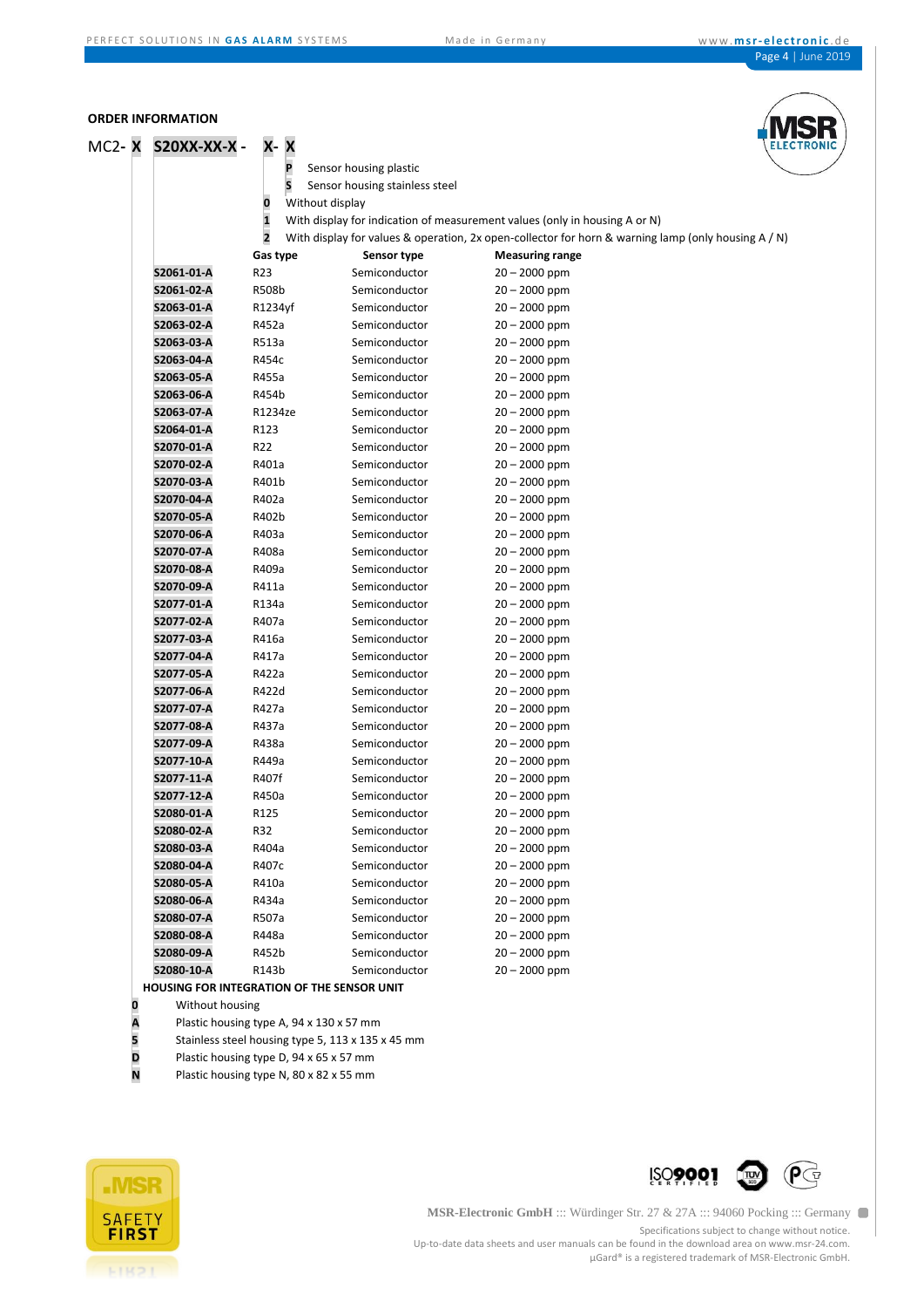## ORDER INFORMATION

**MC2- X S20XX-XX-X - X- X**

- **P** Sensor housing plastic
- **S** Sensor housing stainless steel
- **0** Without display
- **1** With display for indication of measurement values (only in housing A or N)
- **2** With display for values & operation, 2x open-collector for horn & warning lamp (only housing A / N)

| | Gas type | Sensor type | Measuring range |
|---|---|---|---|
| **S2061-01-A** | R23 | Semiconductor | 20 – 2000 ppm |
| **S2061-02-A** | R508b | Semiconductor | 20 – 2000 ppm |
| **S2063-01-A** | R1234yf | Semiconductor | 20 – 2000 ppm |
| **S2063-02-A** | R452a | Semiconductor | 20 – 2000 ppm |
| **S2063-03-A** | R513a | Semiconductor | 20 – 2000 ppm |
| **S2063-04-A** | R454c | Semiconductor | 20 – 2000 ppm |
| **S2063-05-A** | R455a | Semiconductor | 20 – 2000 ppm |
| **S2063-06-A** | R454b | Semiconductor | 20 – 2000 ppm |
| **S2063-07-A** | R1234ze | Semiconductor | 20 – 2000 ppm |
| **S2064-01-A** | R123 | Semiconductor | 20 – 2000 ppm |
| **S2070-01-A** | R22 | Semiconductor | 20 – 2000 ppm |
| **S2070-02-A** | R401a | Semiconductor | 20 – 2000 ppm |
| **S2070-03-A** | R401b | Semiconductor | 20 – 2000 ppm |
| **S2070-04-A** | R402a | Semiconductor | 20 – 2000 ppm |
| **S2070-05-A** | R402b | Semiconductor | 20 – 2000 ppm |
| **S2070-06-A** | R403a | Semiconductor | 20 – 2000 ppm |
| **S2070-07-A** | R408a | Semiconductor | 20 – 2000 ppm |
| **S2070-08-A** | R409a | Semiconductor | 20 – 2000 ppm |
| **S2070-09-A** | R411a | Semiconductor | 20 – 2000 ppm |
| **S2077-01-A** | R134a | Semiconductor | 20 – 2000 ppm |
| **S2077-02-A** | R407a | Semiconductor | 20 – 2000 ppm |
| **S2077-03-A** | R416a | Semiconductor | 20 – 2000 ppm |
| **S2077-04-A** | R417a | Semiconductor | 20 – 2000 ppm |
| **S2077-05-A** | R422a | Semiconductor | 20 – 2000 ppm |
| **S2077-06-A** | R422d | Semiconductor | 20 – 2000 ppm |
| **S2077-07-A** | R427a | Semiconductor | 20 – 2000 ppm |
| **S2077-08-A** | R437a | Semiconductor | 20 – 2000 ppm |
| **S2077-09-A** | R438a | Semiconductor | 20 – 2000 ppm |
| **S2077-10-A** | R449a | Semiconductor | 20 – 2000 ppm |
| **S2077-11-A** | R407f | Semiconductor | 20 – 2000 ppm |
| **S2077-12-A** | R450a | Semiconductor | 20 – 2000 ppm |
| **S2080-01-A** | R125 | Semiconductor | 20 – 2000 ppm |
| **S2080-02-A** | R32 | Semiconductor | 20 – 2000 ppm |
| **S2080-03-A** | R404a | Semiconductor | 20 – 2000 ppm |
| **S2080-04-A** | R407c | Semiconductor | 20 – 2000 ppm |
| **S2080-05-A** | R410a | Semiconductor | 20 – 2000 ppm |
| **S2080-06-A** | R434a | Semiconductor | 20 – 2000 ppm |
| **S2080-07-A** | R507a | Semiconductor | 20 – 2000 ppm |
| **S2080-08-A** | R448a | Semiconductor | 20 – 2000 ppm |
| **S2080-09-A** | R452b | Semiconductor | 20 – 2000 ppm |
| **S2080-10-A** | R143b | Semiconductor | 20 – 2000 ppm |

**HOUSING FOR INTEGRATION OF THE SENSOR UNIT**

- **0** Without housing
- **A** Plastic housing type A, 94 x 130 x 57 mm
- **5** Stainless steel housing type 5, 113 x 135 x 45 mm
- **D** Plastic housing type D, 94 x 65 x 57 mm
- **N** Plastic housing type N, 80 x 82 x 55 mm

MSR-Electronic GmbH ::: Würdinger Str. 27 & 27A ::: 94060 Pocking ::: Germany

Specifications subject to change without notice.
Up-to-date data sheets and user manuals can be found in the download area on www.msr-24.com.
µGard® is a registered trademark of MSR-Electronic GmbH.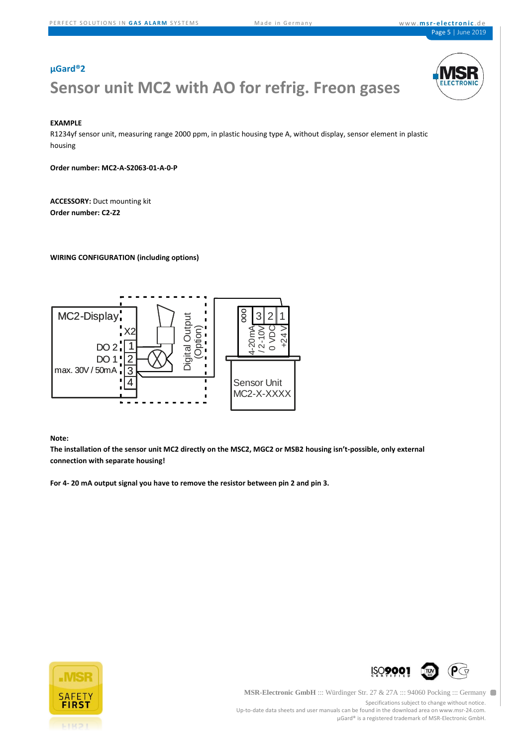µGard®2

# Sensor unit MC2 with AO for refrig. Freon gases

**EXAMPLE**

R1234yf sensor unit, measuring range 2000 ppm, in plastic housing type A, without display, sensor element in plastic housing

**Order number: MC2-A-S2063-01-A-0-P**

**ACCESSORY:** Duct mounting kit
**Order number: C2-Z2**

**WIRING CONFIGURATION (including options)**

MC2-Display
X2
DO 2 1
DO 1 2
max. 30V / 50mA 3
4
Digital Output (Option)
000 3 2 1
4-20mA / 2-10V
0 VDC
+24 V
Sensor Unit MC2-X-XXXX

**Note:**
**The installation of the sensor unit MC2 directly on the MSC2, MGC2 or MSB2 housing isn't-possible, only external connection with separate housing!**

**For 4- 20 mA output signal you have to remove the resistor between pin 2 and pin 3.**

MSR-Electronic GmbH ::: Würdinger Str. 27 & 27A ::: 94060 Pocking ::: Germany
Specifications subject to change without notice.
Up-to-date data sheets and user manuals can be found in the download area on www.msr-24.com.
µGard® is a registered trademark of MSR-Electronic GmbH.